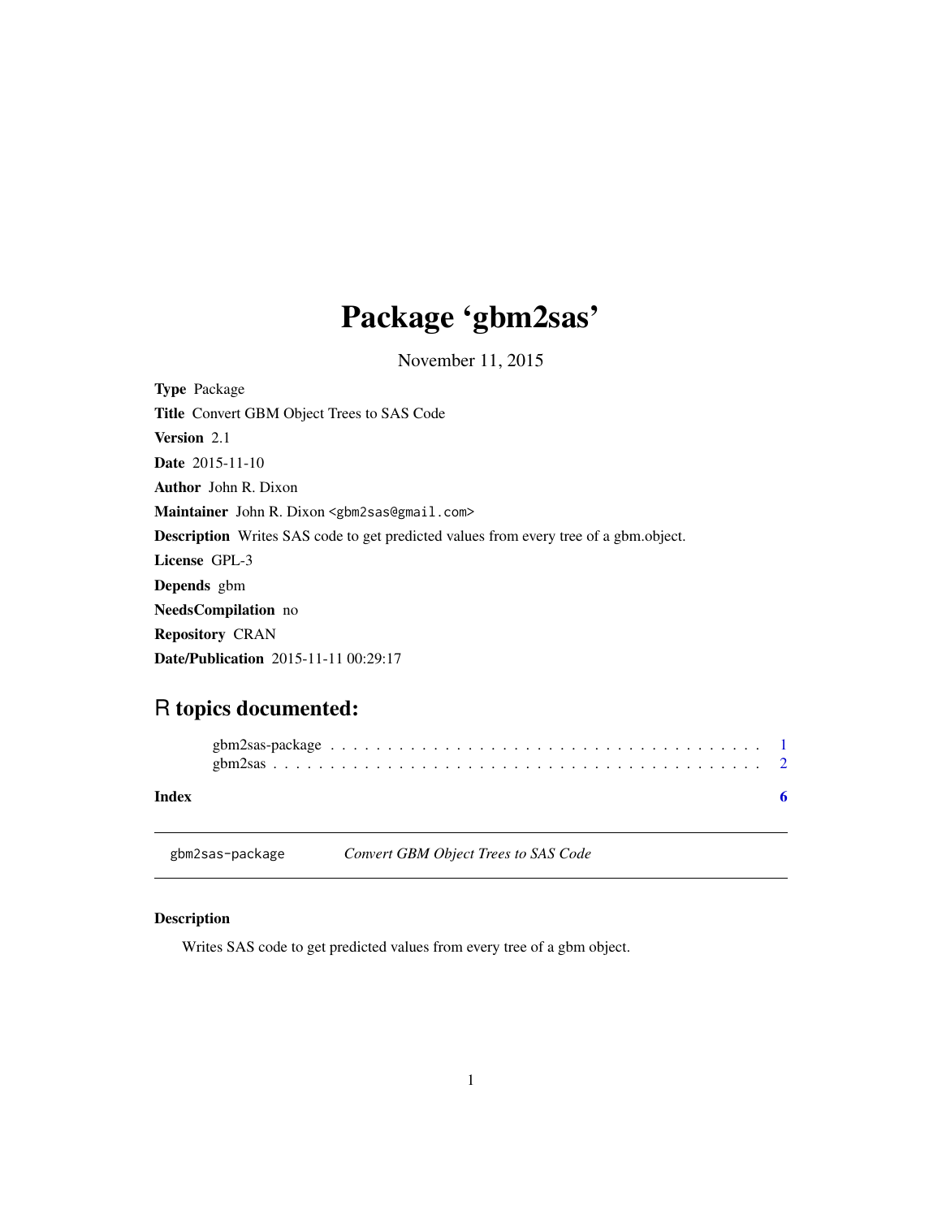# Package 'gbm2sas'

November 11, 2015

**Type** Package

**Title** Convert GBM Object Trees to SAS Code

**Version** 2.1

**Date** 2015-11-10

**Author** John R. Dixon

**Maintainer** John R. Dixon <gbm2sas@gmail.com>

**Description** Writes SAS code to get predicted values from every tree of a gbm.object.

**License** GPL-3

**Depends** gbm

**NeedsCompilation** no

**Repository** CRAN

**Date/Publication** 2015-11-11 00:29:17

## R topics documented:

gbm2sas-package . . . . . . . . . . . . . . . . . . . . . . . . . . . . . . . . . . . . . 1
gbm2sas . . . . . . . . . . . . . . . . . . . . . . . . . . . . . . . . . . . . . . . . . . 2

**Index** **6**

---

gbm2sas-package *Convert GBM Object Trees to SAS Code*

---

### Description

Writes SAS code to get predicted values from every tree of a gbm object.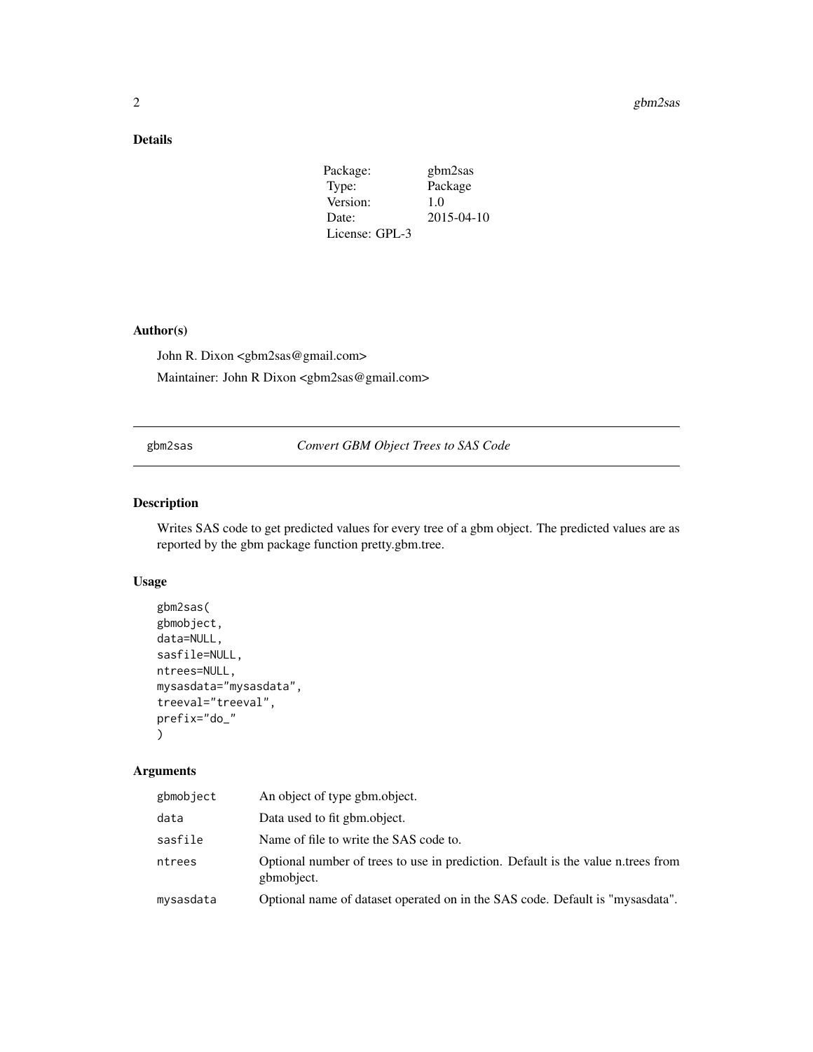## Details

| | |
|---|---|
| Package: | gbm2sas |
| Type: | Package |
| Version: | 1.0 |
| Date: | 2015-04-10 |
| License: GPL-3 | |

## Author(s)

John R. Dixon <gbm2sas@gmail.com>

Maintainer: John R Dixon <gbm2sas@gmail.com>

---

gbm2sas *Convert GBM Object Trees to SAS Code*

---

## Description

Writes SAS code to get predicted values for every tree of a gbm object. The predicted values are as reported by the gbm package function pretty.gbm.tree.

## Usage

```
gbm2sas(
gbmobject,
data=NULL,
sasfile=NULL,
ntrees=NULL,
mysasdata="mysasdata",
treeval="treeval",
prefix="do_"
)
```

## Arguments

| | |
|---|---|
| gbmobject | An object of type gbm.object. |
| data | Data used to fit gbm.object. |
| sasfile | Name of file to write the SAS code to. |
| ntrees | Optional number of trees to use in prediction. Default is the value n.trees from gbmobject. |
| mysasdata | Optional name of dataset operated on in the SAS code. Default is "mysasdata". |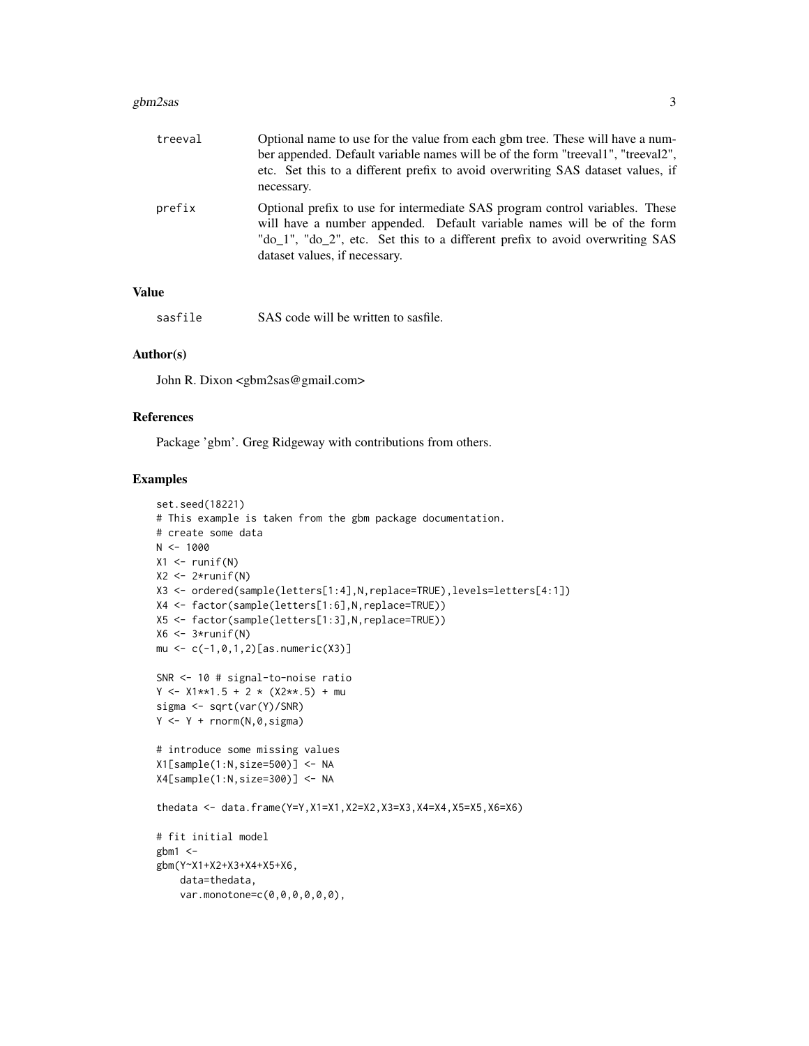| | |
|---|---|
| treeval | Optional name to use for the value from each gbm tree. These will have a number appended. Default variable names will be of the form "treeval1", "treeval2", etc. Set this to a different prefix to avoid overwriting SAS dataset values, if necessary. |
| prefix | Optional prefix to use for intermediate SAS program control variables. These will have a number appended. Default variable names will be of the form "do_1", "do_2", etc. Set this to a different prefix to avoid overwriting SAS dataset values, if necessary. |

## Value

| | |
|---|---|
| sasfile | SAS code will be written to sasfile. |

## Author(s)

John R. Dixon <gbm2sas@gmail.com>

## References

Package 'gbm'. Greg Ridgeway with contributions from others.

## Examples

```
set.seed(18221)
# This example is taken from the gbm package documentation.
# create some data
N <- 1000
X1 <- runif(N)
X2 <- 2*runif(N)
X3 <- ordered(sample(letters[1:4],N,replace=TRUE),levels=letters[4:1])
X4 <- factor(sample(letters[1:6],N,replace=TRUE))
X5 <- factor(sample(letters[1:3],N,replace=TRUE))
X6 <- 3*runif(N)
mu <- c(-1,0,1,2)[as.numeric(X3)]

SNR <- 10 # signal-to-noise ratio
Y <- X1**1.5 + 2 * (X2**.5) + mu
sigma <- sqrt(var(Y)/SNR)
Y <- Y + rnorm(N,0,sigma)

# introduce some missing values
X1[sample(1:N,size=500)] <- NA
X4[sample(1:N,size=300)] <- NA

thedata <- data.frame(Y=Y,X1=X1,X2=X2,X3=X3,X4=X4,X5=X5,X6=X6)

# fit initial model
gbm1 <-
gbm(Y~X1+X2+X3+X4+X5+X6,
    data=thedata,
    var.monotone=c(0,0,0,0,0,0),
```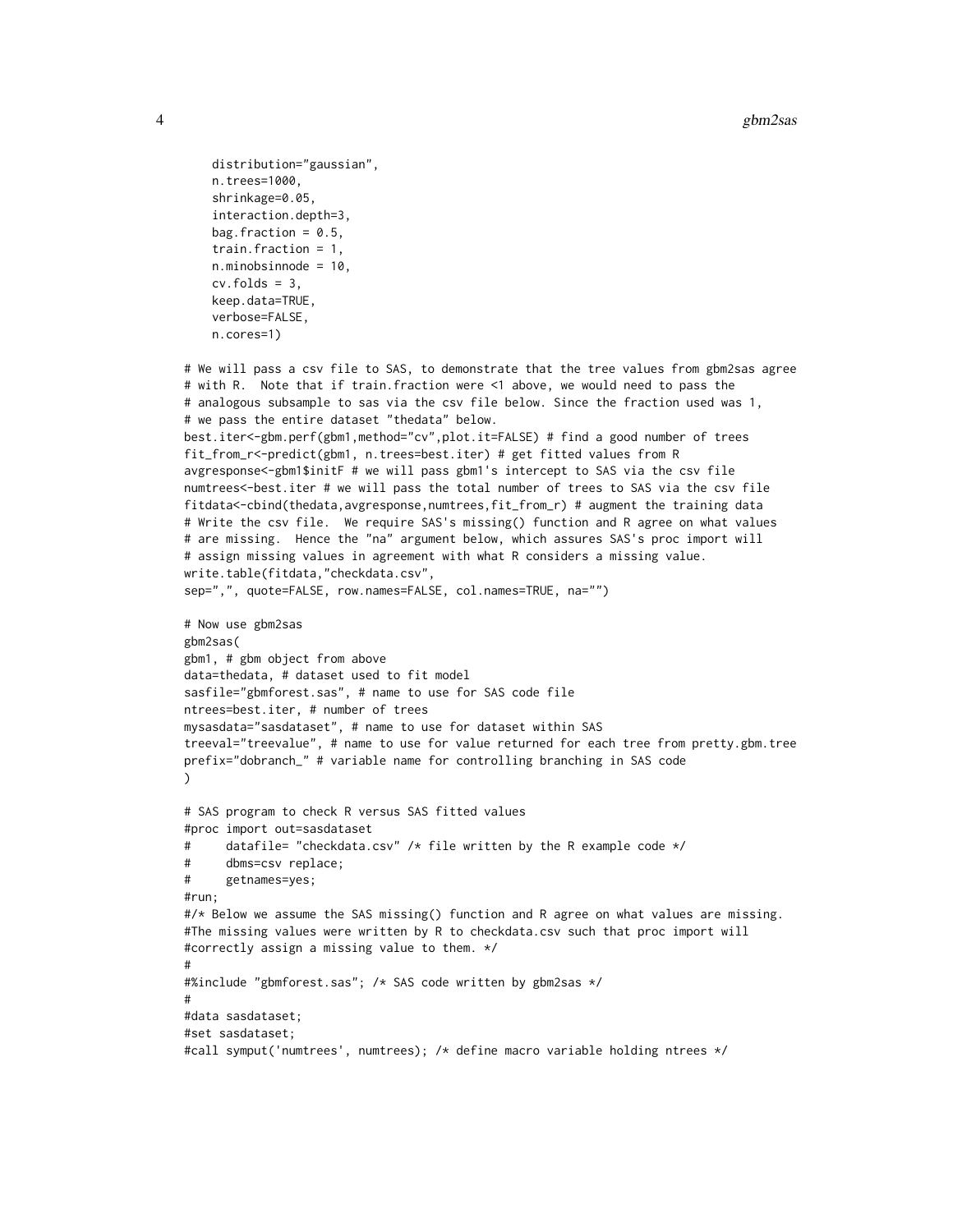```
    distribution="gaussian",
    n.trees=1000,
    shrinkage=0.05,
    interaction.depth=3,
    bag.fraction = 0.5,
    train.fraction = 1,
    n.minobsinnode = 10,
    cv.folds = 3,
    keep.data=TRUE,
    verbose=FALSE,
    n.cores=1)

# We will pass a csv file to SAS, to demonstrate that the tree values from gbm2sas agree
# with R.  Note that if train.fraction were <1 above, we would need to pass the
# analogous subsample to sas via the csv file below. Since the fraction used was 1,
# we pass the entire dataset "thedata" below.
best.iter<-gbm.perf(gbm1,method="cv",plot.it=FALSE) # find a good number of trees
fit_from_r<-predict(gbm1, n.trees=best.iter) # get fitted values from R
avgresponse<-gbm1$initF # we will pass gbm1's intercept to SAS via the csv file
numtrees<-best.iter # we will pass the total number of trees to SAS via the csv file
fitdata<-cbind(thedata,avgresponse,numtrees,fit_from_r) # augment the training data
# Write the csv file.  We require SAS's missing() function and R agree on what values
# are missing.  Hence the "na" argument below, which assures SAS's proc import will
# assign missing values in agreement with what R considers a missing value.
write.table(fitdata,"checkdata.csv",
sep=",", quote=FALSE, row.names=FALSE, col.names=TRUE, na="")

# Now use gbm2sas
gbm2sas(
gbm1, # gbm object from above
data=thedata, # dataset used to fit model
sasfile="gbmforest.sas", # name to use for SAS code file
ntrees=best.iter, # number of trees
mysasdata="sasdataset", # name to use for dataset within SAS
treeval="treevalue", # name to use for value returned for each tree from pretty.gbm.tree
prefix="dobranch_" # variable name for controlling branching in SAS code
)

# SAS program to check R versus SAS fitted values
#proc import out=sasdataset
#     datafile= "checkdata.csv" /* file written by the R example code */
#     dbms=csv replace;
#     getnames=yes;
#run;
#/* Below we assume the SAS missing() function and R agree on what values are missing.
#The missing values were written by R to checkdata.csv such that proc import will
#correctly assign a missing value to them. */
#
#%include "gbmforest.sas"; /* SAS code written by gbm2sas */
#
#data sasdataset;
#set sasdataset;
#call symput('numtrees', numtrees); /* define macro variable holding ntrees */
```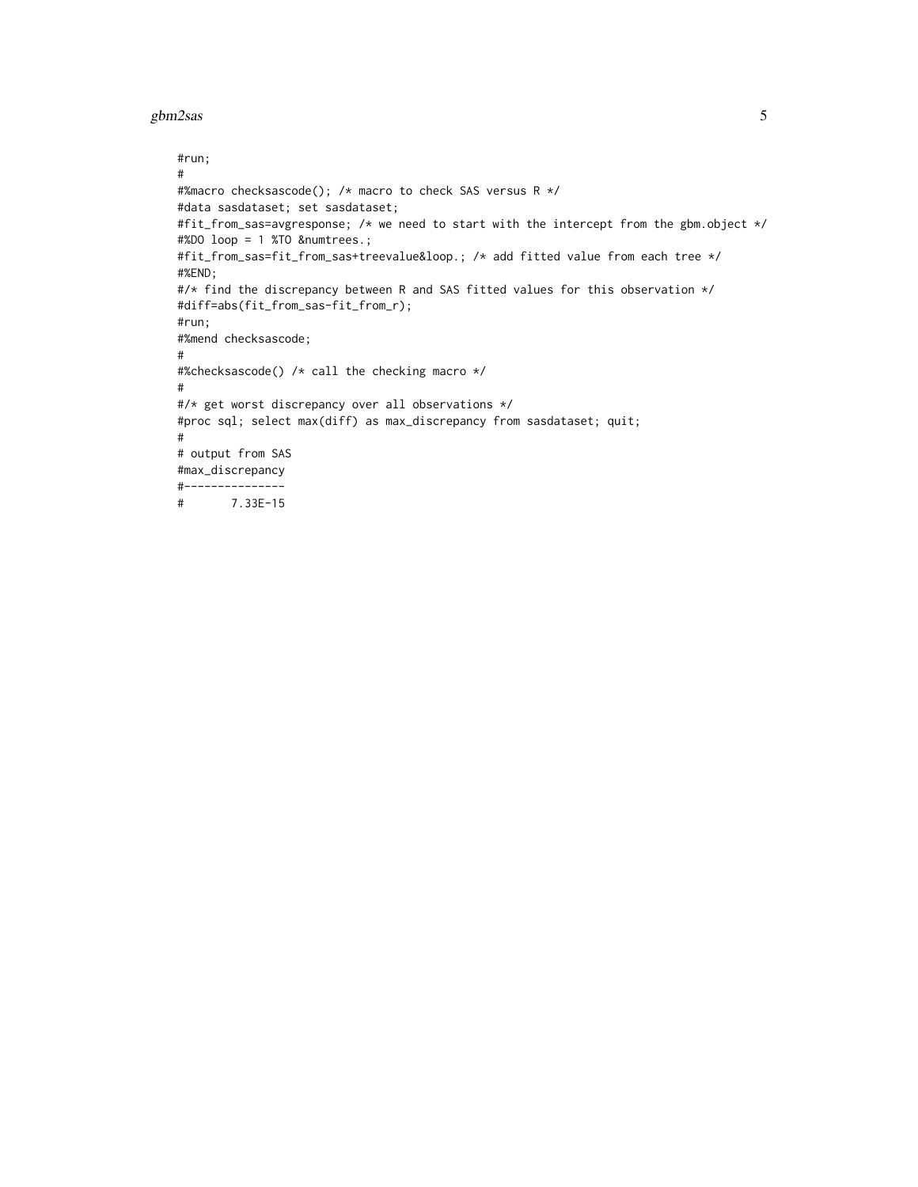```
#run;
#
#%macro checksascode(); /* macro to check SAS versus R */
#data sasdataset; set sasdataset;
#fit_from_sas=avgresponse; /* we need to start with the intercept from the gbm.object */
#%DO loop = 1 %TO &numtrees.;
#fit_from_sas=fit_from_sas+treevalue&loop.; /* add fitted value from each tree */
#%END;
#/* find the discrepancy between R and SAS fitted values for this observation */
#diff=abs(fit_from_sas-fit_from_r);
#run;
#%mend checksascode;
#
#%checksascode() /* call the checking macro */
#
#/* get worst discrepancy over all observations */
#proc sql; select max(diff) as max_discrepancy from sasdataset; quit;
#
# output from SAS
#max_discrepancy
#---------------
#       7.33E-15
```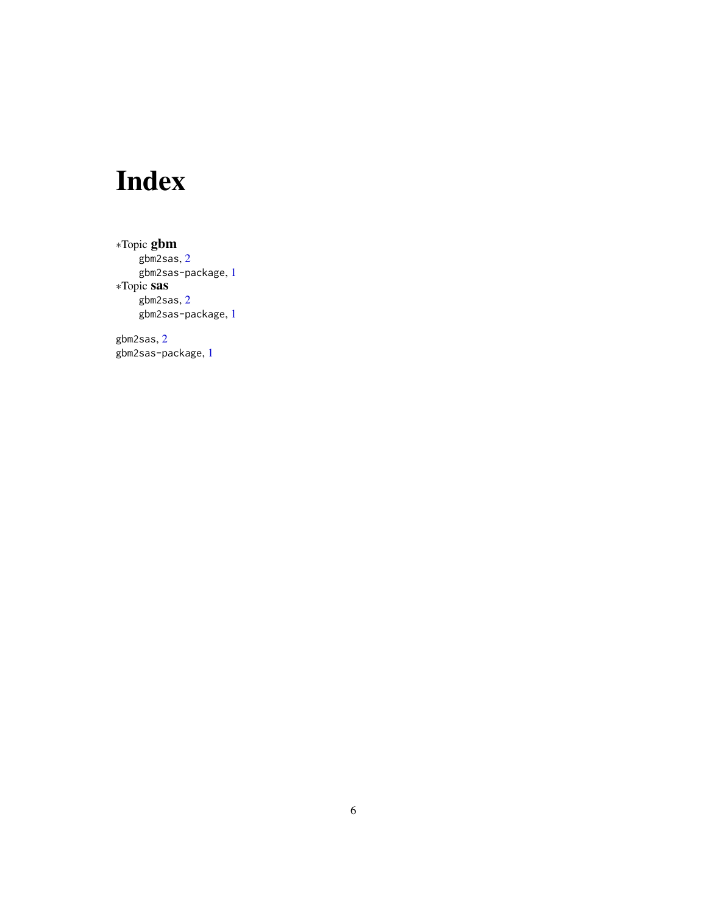# Index

*Topic **gbm**
- gbm2sas, 2
- gbm2sas-package, 1

*Topic **sas**
- gbm2sas, 2
- gbm2sas-package, 1

gbm2sas, 2
gbm2sas-package, 1